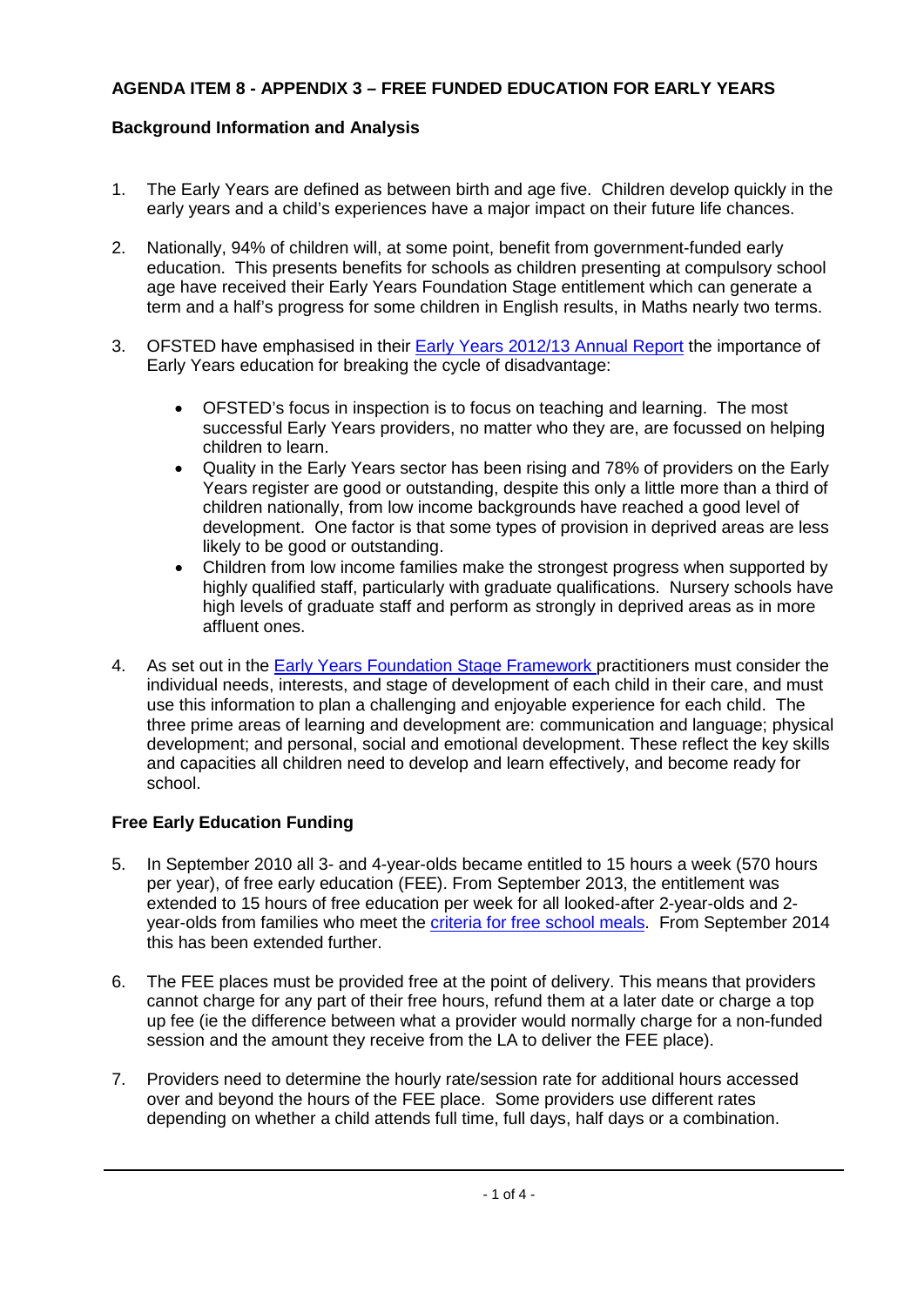**AGENDA ITEM 8 - APPENDIX 3 – FREE FUNDED EDUCATION FOR EARLY YEARS**

**Background Information and Analysis**

1. The Early Years are defined as between birth and age five. Children develop quickly in the early years and a child's experiences have a major impact on their future life chances.

2. Nationally, 94% of children will, at some point, benefit from government-funded early education. This presents benefits for schools as children presenting at compulsory school age have received their Early Years Foundation Stage entitlement which can generate a term and a half's progress for some children in English results, in Maths nearly two terms.

3. OFSTED have emphasised in their Early Years 2012/13 Annual Report the importance of Early Years education for breaking the cycle of disadvantage:

    - OFSTED's focus in inspection is to focus on teaching and learning. The most successful Early Years providers, no matter who they are, are focussed on helping children to learn.
    - Quality in the Early Years sector has been rising and 78% of providers on the Early Years register are good or outstanding, despite this only a little more than a third of children nationally, from low income backgrounds have reached a good level of development. One factor is that some types of provision in deprived areas are less likely to be good or outstanding.
    - Children from low income families make the strongest progress when supported by highly qualified staff, particularly with graduate qualifications. Nursery schools have high levels of graduate staff and perform as strongly in deprived areas as in more affluent ones.

4. As set out in the Early Years Foundation Stage Framework practitioners must consider the individual needs, interests, and stage of development of each child in their care, and must use this information to plan a challenging and enjoyable experience for each child. The three prime areas of learning and development are: communication and language; physical development; and personal, social and emotional development. These reflect the key skills and capacities all children need to develop and learn effectively, and become ready for school.

**Free Early Education Funding**

5. In September 2010 all 3- and 4-year-olds became entitled to 15 hours a week (570 hours per year), of free early education (FEE). From September 2013, the entitlement was extended to 15 hours of free education per week for all looked-after 2-year-olds and 2-year-olds from families who meet the criteria for free school meals. From September 2014 this has been extended further.

6. The FEE places must be provided free at the point of delivery. This means that providers cannot charge for any part of their free hours, refund them at a later date or charge a top up fee (ie the difference between what a provider would normally charge for a non-funded session and the amount they receive from the LA to deliver the FEE place).

7. Providers need to determine the hourly rate/session rate for additional hours accessed over and beyond the hours of the FEE place. Some providers use different rates depending on whether a child attends full time, full days, half days or a combination.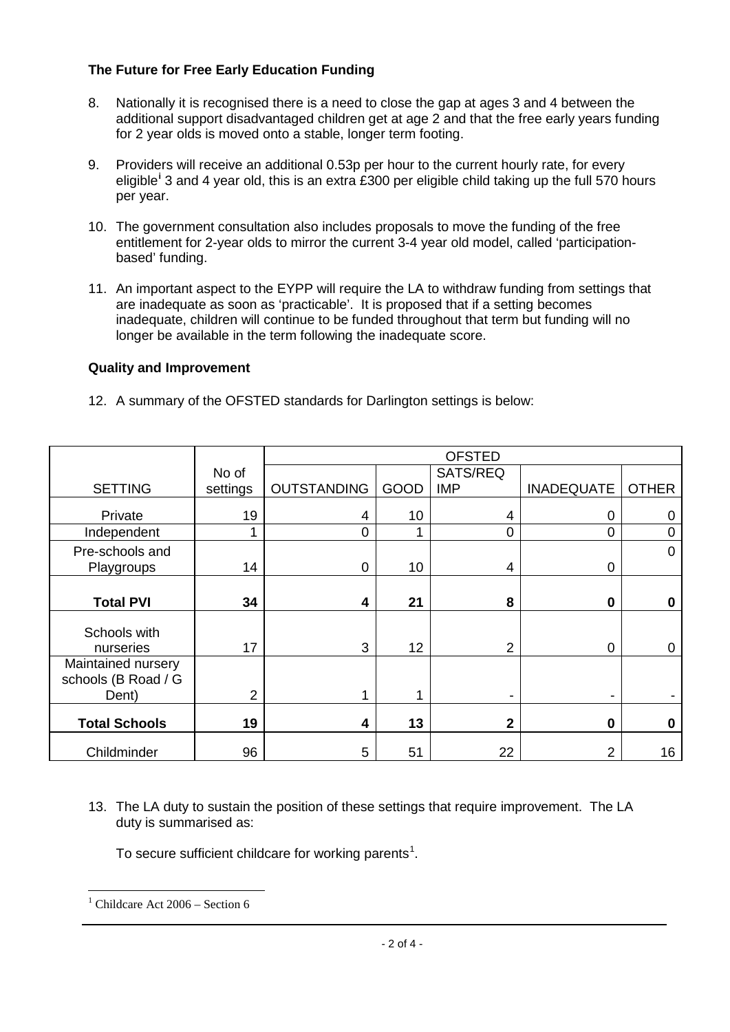**The Future for Free Early Education Funding**

8. Nationally it is recognised there is a need to close the gap at ages 3 and 4 between the additional support disadvantaged children get at age 2 and that the free early years funding for 2 year olds is moved onto a stable, longer term footing.

9. Providers will receive an additional 0.53p per hour to the current hourly rate, for every eligible[i] 3 and 4 year old, this is an extra £300 per eligible child taking up the full 570 hours per year.

10. The government consultation also includes proposals to move the funding of the free entitlement for 2-year olds to mirror the current 3-4 year old model, called 'participation-based' funding.

11. An important aspect to the EYPP will require the LA to withdraw funding from settings that are inadequate as soon as 'practicable'. It is proposed that if a setting becomes inadequate, children will continue to be funded throughout that term but funding will no longer be available in the term following the inadequate score.

**Quality and Improvement**

12. A summary of the OFSTED standards for Darlington settings is below:

| | | OFSTED | | | | |
|---|---|---|---|---|---|---|
| SETTING | No of settings | OUTSTANDING | GOOD | SATS/REQ IMP | INADEQUATE | OTHER |
| Private | 19 | 4 | 10 | 4 | 0 | 0 |
| Independent | 1 | 0 | 1 | 0 | 0 | 0 |
| Pre-schools and Playgroups | 14 | 0 | 10 | 4 | 0 | 0 |
| **Total PVI** | **34** | **4** | **21** | **8** | **0** | **0** |
| Schools with nurseries | 17 | 3 | 12 | 2 | 0 | 0 |
| Maintained nursery schools (B Road / G Dent) | 2 | 1 | 1 | - | - | - |
| **Total Schools** | **19** | **4** | **13** | **2** | **0** | **0** |
| Childminder | 96 | 5 | 51 | 22 | 2 | 16 |

13. The LA duty to sustain the position of these settings that require improvement. The LA duty is summarised as:

    To secure sufficient childcare for working parents[1].

[1] Childcare Act 2006 – Section 6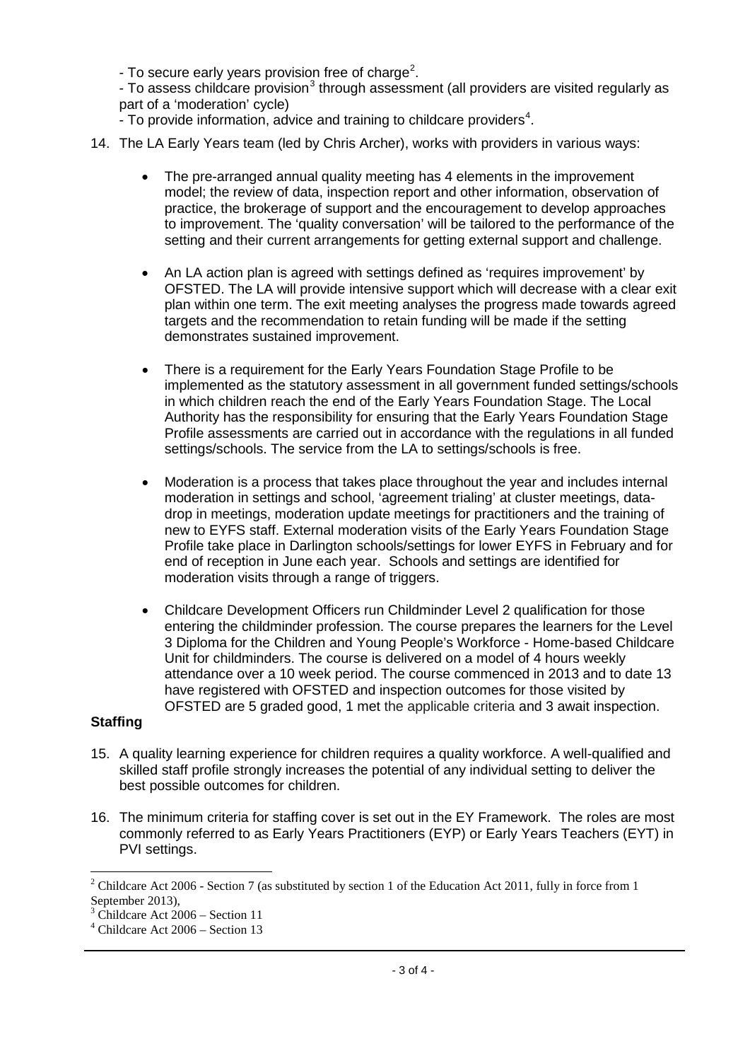- To secure early years provision free of charge[2].

- To assess childcare provision[3] through assessment (all providers are visited regularly as part of a 'moderation' cycle)

- To provide information, advice and training to childcare providers[4].

14. The LA Early Years team (led by Chris Archer), works with providers in various ways:

    - The pre-arranged annual quality meeting has 4 elements in the improvement model; the review of data, inspection report and other information, observation of practice, the brokerage of support and the encouragement to develop approaches to improvement. The 'quality conversation' will be tailored to the performance of the setting and their current arrangements for getting external support and challenge.

    - An LA action plan is agreed with settings defined as 'requires improvement' by OFSTED. The LA will provide intensive support which will decrease with a clear exit plan within one term. The exit meeting analyses the progress made towards agreed targets and the recommendation to retain funding will be made if the setting demonstrates sustained improvement.

    - There is a requirement for the Early Years Foundation Stage Profile to be implemented as the statutory assessment in all government funded settings/schools in which children reach the end of the Early Years Foundation Stage. The Local Authority has the responsibility for ensuring that the Early Years Foundation Stage Profile assessments are carried out in accordance with the regulations in all funded settings/schools. The service from the LA to settings/schools is free.

    - Moderation is a process that takes place throughout the year and includes internal moderation in settings and school, 'agreement trialing' at cluster meetings, data-drop in meetings, moderation update meetings for practitioners and the training of new to EYFS staff. External moderation visits of the Early Years Foundation Stage Profile take place in Darlington schools/settings for lower EYFS in February and for end of reception in June each year. Schools and settings are identified for moderation visits through a range of triggers.

    - Childcare Development Officers run Childminder Level 2 qualification for those entering the childminder profession. The course prepares the learners for the Level 3 Diploma for the Children and Young People's Workforce - Home-based Childcare Unit for childminders. The course is delivered on a model of 4 hours weekly attendance over a 10 week period. The course commenced in 2013 and to date 13 have registered with OFSTED and inspection outcomes for those visited by OFSTED are 5 graded good, 1 met the applicable criteria and 3 await inspection.

**Staffing**

15. A quality learning experience for children requires a quality workforce. A well-qualified and skilled staff profile strongly increases the potential of any individual setting to deliver the best possible outcomes for children.

16. The minimum criteria for staffing cover is set out in the EY Framework. The roles are most commonly referred to as Early Years Practitioners (EYP) or Early Years Teachers (EYT) in PVI settings.

---

[2] Childcare Act 2006 - Section 7 (as substituted by section 1 of the Education Act 2011, fully in force from 1 September 2013),

[3] Childcare Act 2006 – Section 11

[4] Childcare Act 2006 – Section 13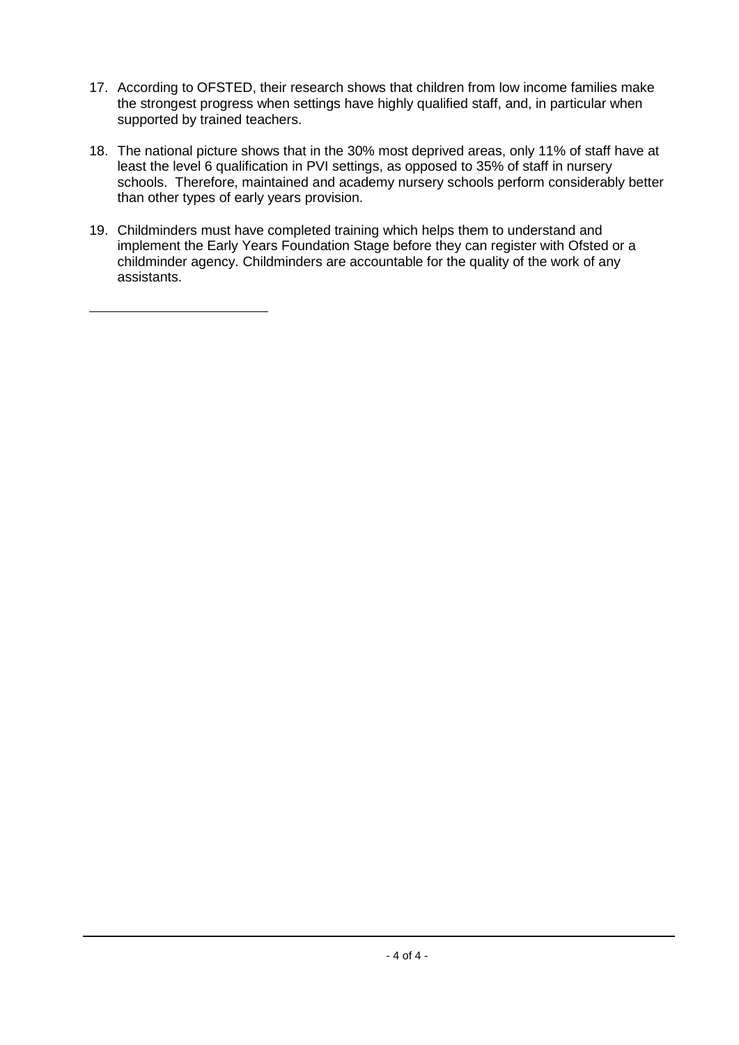17. According to OFSTED, their research shows that children from low income families make the strongest progress when settings have highly qualified staff, and, in particular when supported by trained teachers.

18. The national picture shows that in the 30% most deprived areas, only 11% of staff have at least the level 6 qualification in PVI settings, as opposed to 35% of staff in nursery schools. Therefore, maintained and academy nursery schools perform considerably better than other types of early years provision.

19. Childminders must have completed training which helps them to understand and implement the Early Years Foundation Stage before they can register with Ofsted or a childminder agency. Childminders are accountable for the quality of the work of any assistants.